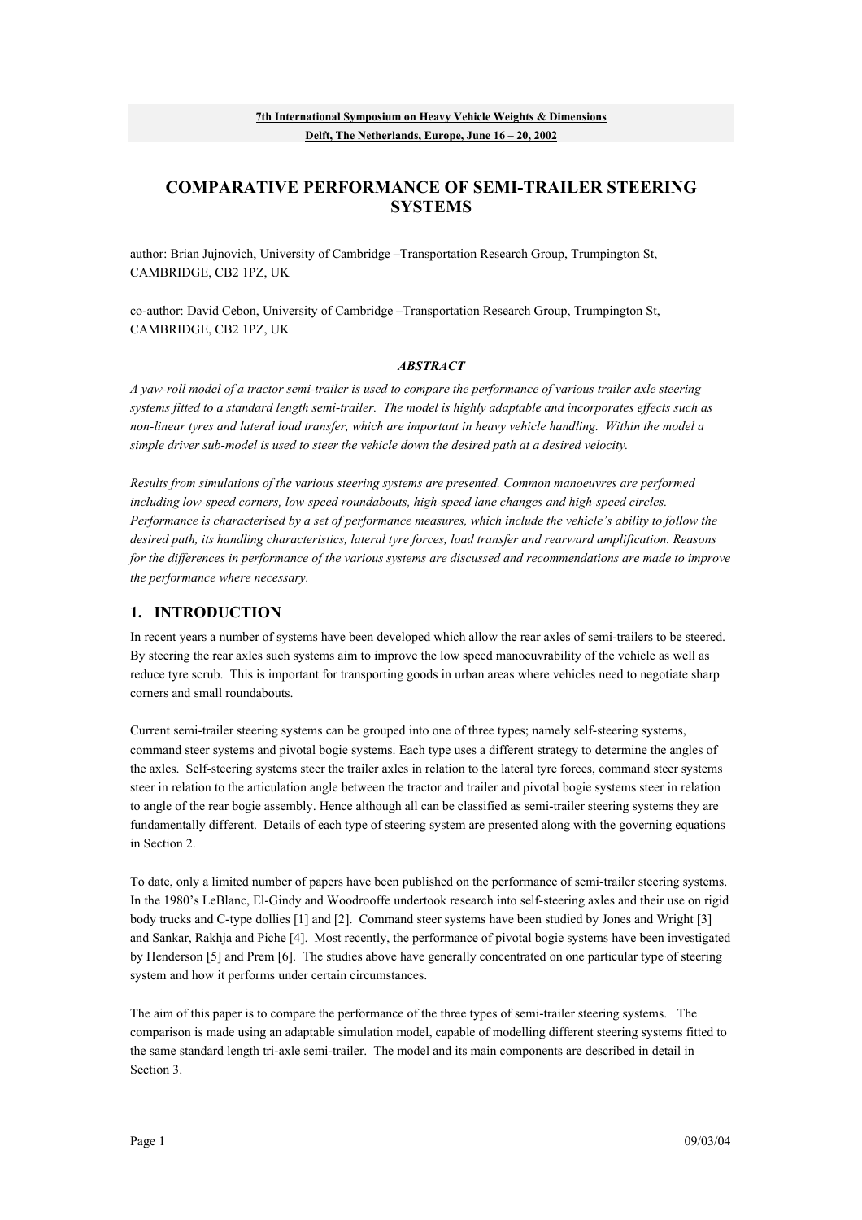**7th International Symposium on Heavy Vehicle Weights & Dimensions**
**Delft, The Netherlands, Europe, June 16 – 20, 2002**

# COMPARATIVE PERFORMANCE OF SEMI-TRAILER STEERING SYSTEMS

author: Brian Jujnovich, University of Cambridge –Transportation Research Group, Trumpington St, CAMBRIDGE, CB2 1PZ, UK

co-author: David Cebon, University of Cambridge –Transportation Research Group, Trumpington St, CAMBRIDGE, CB2 1PZ, UK

***ABSTRACT***

*A yaw-roll model of a tractor semi-trailer is used to compare the performance of various trailer axle steering systems fitted to a standard length semi-trailer. The model is highly adaptable and incorporates effects such as non-linear tyres and lateral load transfer, which are important in heavy vehicle handling. Within the model a simple driver sub-model is used to steer the vehicle down the desired path at a desired velocity.*

*Results from simulations of the various steering systems are presented. Common manoeuvres are performed including low-speed corners, low-speed roundabouts, high-speed lane changes and high-speed circles. Performance is characterised by a set of performance measures, which include the vehicle's ability to follow the desired path, its handling characteristics, lateral tyre forces, load transfer and rearward amplification. Reasons for the differences in performance of the various systems are discussed and recommendations are made to improve the performance where necessary.*

## 1. INTRODUCTION

In recent years a number of systems have been developed which allow the rear axles of semi-trailers to be steered. By steering the rear axles such systems aim to improve the low speed manoeuvrability of the vehicle as well as reduce tyre scrub. This is important for transporting goods in urban areas where vehicles need to negotiate sharp corners and small roundabouts.

Current semi-trailer steering systems can be grouped into one of three types; namely self-steering systems, command steer systems and pivotal bogie systems. Each type uses a different strategy to determine the angles of the axles. Self-steering systems steer the trailer axles in relation to the lateral tyre forces, command steer systems steer in relation to the articulation angle between the tractor and trailer and pivotal bogie systems steer in relation to angle of the rear bogie assembly. Hence although all can be classified as semi-trailer steering systems they are fundamentally different. Details of each type of steering system are presented along with the governing equations in Section 2.

To date, only a limited number of papers have been published on the performance of semi-trailer steering systems. In the 1980's LeBlanc, El-Gindy and Woodrooffe undertook research into self-steering axles and their use on rigid body trucks and C-type dollies [1] and [2]. Command steer systems have been studied by Jones and Wright [3] and Sankar, Rakhja and Piche [4]. Most recently, the performance of pivotal bogie systems have been investigated by Henderson [5] and Prem [6]. The studies above have generally concentrated on one particular type of steering system and how it performs under certain circumstances.

The aim of this paper is to compare the performance of the three types of semi-trailer steering systems. The comparison is made using an adaptable simulation model, capable of modelling different steering systems fitted to the same standard length tri-axle semi-trailer. The model and its main components are described in detail in Section 3.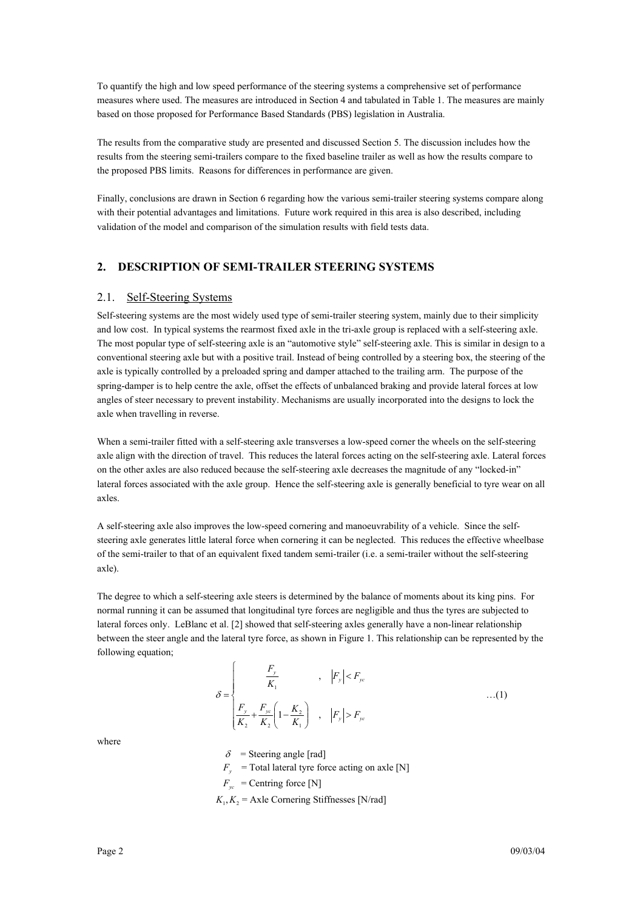To quantify the high and low speed performance of the steering systems a comprehensive set of performance measures where used. The measures are introduced in Section 4 and tabulated in Table 1. The measures are mainly based on those proposed for Performance Based Standards (PBS) legislation in Australia.

The results from the comparative study are presented and discussed Section 5. The discussion includes how the results from the steering semi-trailers compare to the fixed baseline trailer as well as how the results compare to the proposed PBS limits. Reasons for differences in performance are given.

Finally, conclusions are drawn in Section 6 regarding how the various semi-trailer steering systems compare along with their potential advantages and limitations. Future work required in this area is also described, including validation of the model and comparison of the simulation results with field tests data.

## 2. DESCRIPTION OF SEMI-TRAILER STEERING SYSTEMS

### 2.1. Self-Steering Systems

Self-steering systems are the most widely used type of semi-trailer steering system, mainly due to their simplicity and low cost. In typical systems the rearmost fixed axle in the tri-axle group is replaced with a self-steering axle. The most popular type of self-steering axle is an "automotive style" self-steering axle. This is similar in design to a conventional steering axle but with a positive trail. Instead of being controlled by a steering box, the steering of the axle is typically controlled by a preloaded spring and damper attached to the trailing arm. The purpose of the spring-damper is to help centre the axle, offset the effects of unbalanced braking and provide lateral forces at low angles of steer necessary to prevent instability. Mechanisms are usually incorporated into the designs to lock the axle when travelling in reverse.

When a semi-trailer fitted with a self-steering axle transverses a low-speed corner the wheels on the self-steering axle align with the direction of travel. This reduces the lateral forces acting on the self-steering axle. Lateral forces on the other axles are also reduced because the self-steering axle decreases the magnitude of any "locked-in" lateral forces associated with the axle group. Hence the self-steering axle is generally beneficial to tyre wear on all axles.

A self-steering axle also improves the low-speed cornering and manoeuvrability of a vehicle. Since the self-steering axle generates little lateral force when cornering it can be neglected. This reduces the effective wheelbase of the semi-trailer to that of an equivalent fixed tandem semi-trailer (i.e. a semi-trailer without the self-steering axle).

The degree to which a self-steering axle steers is determined by the balance of moments about its king pins. For normal running it can be assumed that longitudinal tyre forces are negligible and thus the tyres are subjected to lateral forces only. LeBlanc et al. [2] showed that self-steering axles generally have a non-linear relationship between the steer angle and the lateral tyre force, as shown in Figure 1. This relationship can be represented by the following equation;

$$\delta = \begin{cases} \dfrac{F_y}{K_1} & , \quad |F_y| < F_{yc} \\[2ex] \dfrac{F_y}{K_2} + \dfrac{F_{yc}}{K_2}\left(1 - \dfrac{K_2}{K_1}\right) & , \quad |F_y| > F_{yc} \end{cases} \qquad \ldots(1)$$

where

$\delta$ = Steering angle [rad]

$F_y$ = Total lateral tyre force acting on axle [N]

$F_{yc}$ = Centring force [N]

$K_1, K_2$ = Axle Cornering Stiffnesses [N/rad]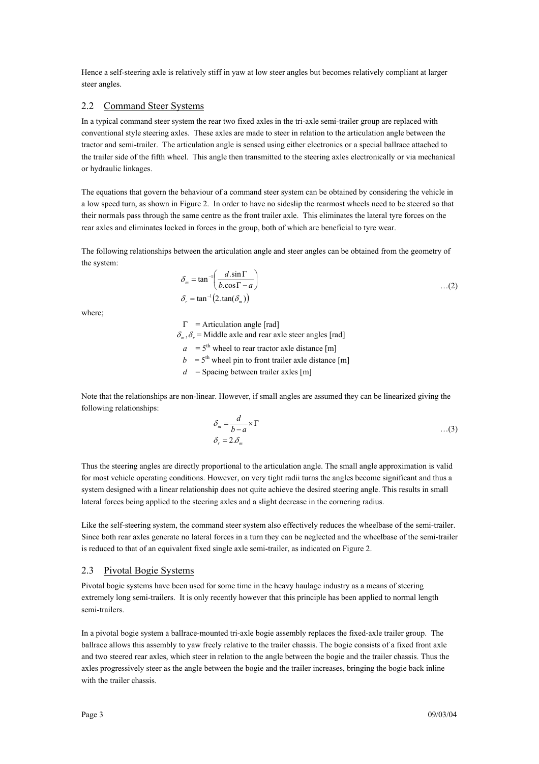Hence a self-steering axle is relatively stiff in yaw at low steer angles but becomes relatively compliant at larger steer angles.

## 2.2 Command Steer Systems

In a typical command steer system the rear two fixed axles in the tri-axle semi-trailer group are replaced with conventional style steering axles. These axles are made to steer in relation to the articulation angle between the tractor and semi-trailer. The articulation angle is sensed using either electronics or a special ballrace attached to the trailer side of the fifth wheel. This angle then transmitted to the steering axles electronically or via mechanical or hydraulic linkages.

The equations that govern the behaviour of a command steer system can be obtained by considering the vehicle in a low speed turn, as shown in Figure 2. In order to have no sideslip the rearmost wheels need to be steered so that their normals pass through the same centre as the front trailer axle. This eliminates the lateral tyre forces on the rear axles and eliminates locked in forces in the group, both of which are beneficial to tyre wear.

The following relationships between the articulation angle and steer angles can be obtained from the geometry of the system:

$$\delta_m = \tan^{-1}\left(\frac{d.\sin\Gamma}{b.\cos\Gamma - a}\right)$$
$$\delta_r = \tan^{-1}\left(2.\tan(\delta_m)\right) \qquad \ldots(2)$$

where;

$\Gamma$ = Articulation angle [rad]
$\delta_m, \delta_r$ = Middle axle and rear axle steer angles [rad]
$a$ = 5th wheel to rear tractor axle distance [m]
$b$ = 5th wheel pin to front trailer axle distance [m]
$d$ = Spacing between trailer axles [m]

Note that the relationships are non-linear. However, if small angles are assumed they can be linearized giving the following relationships:

$$\delta_m = \frac{d}{b-a} \times \Gamma$$
$$\delta_r = 2.\delta_m \qquad \ldots(3)$$

Thus the steering angles are directly proportional to the articulation angle. The small angle approximation is valid for most vehicle operating conditions. However, on very tight radii turns the angles become significant and thus a system designed with a linear relationship does not quite achieve the desired steering angle. This results in small lateral forces being applied to the steering axles and a slight decrease in the cornering radius.

Like the self-steering system, the command steer system also effectively reduces the wheelbase of the semi-trailer. Since both rear axles generate no lateral forces in a turn they can be neglected and the wheelbase of the semi-trailer is reduced to that of an equivalent fixed single axle semi-trailer, as indicated on Figure 2.

## 2.3 Pivotal Bogie Systems

Pivotal bogie systems have been used for some time in the heavy haulage industry as a means of steering extremely long semi-trailers. It is only recently however that this principle has been applied to normal length semi-trailers.

In a pivotal bogie system a ballrace-mounted tri-axle bogie assembly replaces the fixed-axle trailer group. The ballrace allows this assembly to yaw freely relative to the trailer chassis. The bogie consists of a fixed front axle and two steered rear axles, which steer in relation to the angle between the bogie and the trailer chassis. Thus the axles progressively steer as the angle between the bogie and the trailer increases, bringing the bogie back inline with the trailer chassis.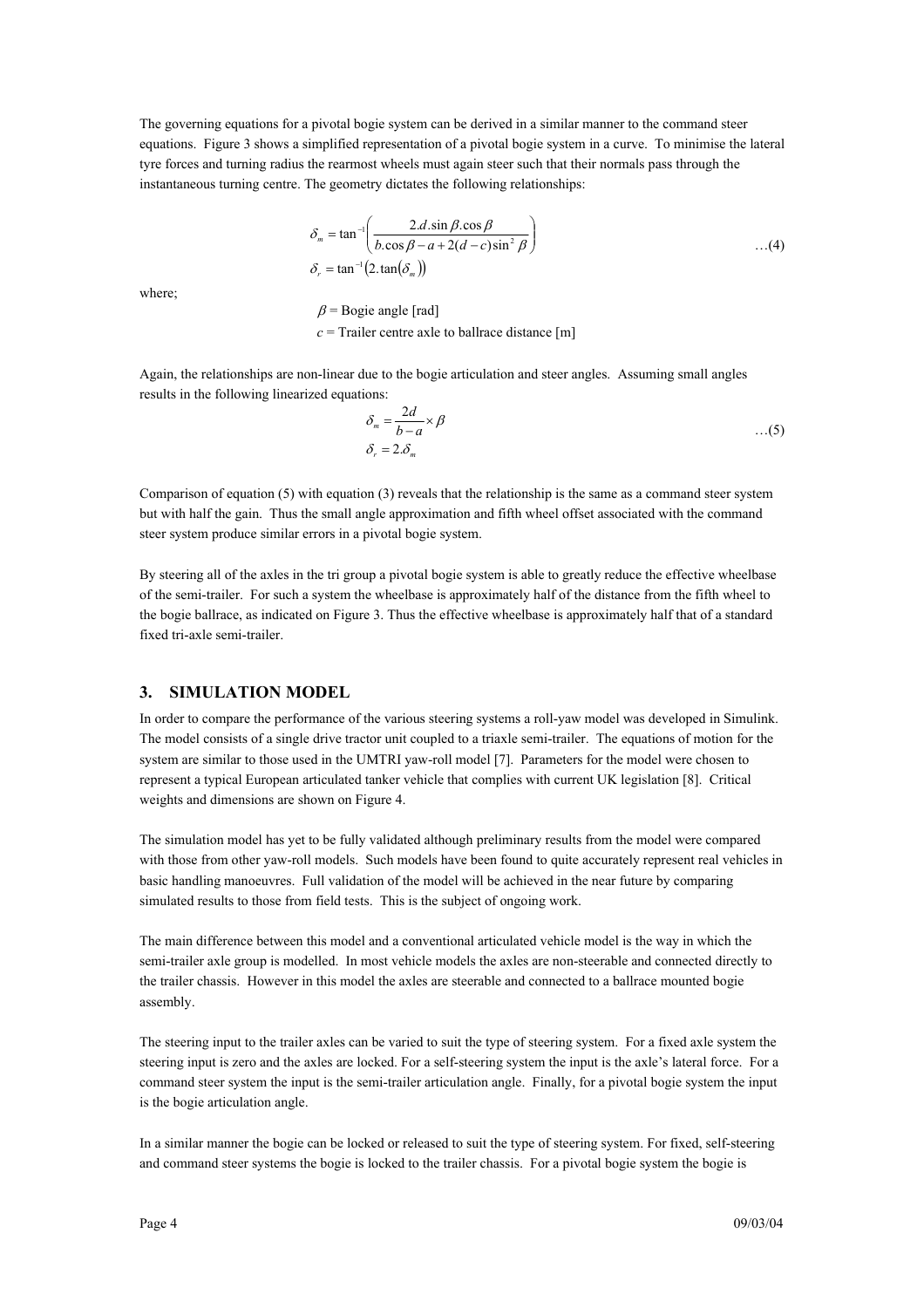The governing equations for a pivotal bogie system can be derived in a similar manner to the command steer equations. Figure 3 shows a simplified representation of a pivotal bogie system in a curve. To minimise the lateral tyre forces and turning radius the rearmost wheels must again steer such that their normals pass through the instantaneous turning centre. The geometry dictates the following relationships:

$$\delta_m = \tan^{-1}\left(\frac{2.d.\sin\beta.\cos\beta}{b.\cos\beta - a + 2(d-c)\sin^2\beta}\right)$$
$$\delta_r = \tan^{-1}\left(2.\tan(\delta_m)\right) \qquad \ldots(4)$$

where;

$\beta$ = Bogie angle [rad]
$c$ = Trailer centre axle to ballrace distance [m]

Again, the relationships are non-linear due to the bogie articulation and steer angles. Assuming small angles results in the following linearized equations:

$$\delta_m = \frac{2d}{b-a} \times \beta$$
$$\delta_r = 2.\delta_m \qquad \ldots(5)$$

Comparison of equation (5) with equation (3) reveals that the relationship is the same as a command steer system but with half the gain. Thus the small angle approximation and fifth wheel offset associated with the command steer system produce similar errors in a pivotal bogie system.

By steering all of the axles in the tri group a pivotal bogie system is able to greatly reduce the effective wheelbase of the semi-trailer. For such a system the wheelbase is approximately half of the distance from the fifth wheel to the bogie ballrace, as indicated on Figure 3. Thus the effective wheelbase is approximately half that of a standard fixed tri-axle semi-trailer.

## 3. SIMULATION MODEL

In order to compare the performance of the various steering systems a roll-yaw model was developed in Simulink. The model consists of a single drive tractor unit coupled to a triaxle semi-trailer. The equations of motion for the system are similar to those used in the UMTRI yaw-roll model [7]. Parameters for the model were chosen to represent a typical European articulated tanker vehicle that complies with current UK legislation [8]. Critical weights and dimensions are shown on Figure 4.

The simulation model has yet to be fully validated although preliminary results from the model were compared with those from other yaw-roll models. Such models have been found to quite accurately represent real vehicles in basic handling manoeuvres. Full validation of the model will be achieved in the near future by comparing simulated results to those from field tests. This is the subject of ongoing work.

The main difference between this model and a conventional articulated vehicle model is the way in which the semi-trailer axle group is modelled. In most vehicle models the axles are non-steerable and connected directly to the trailer chassis. However in this model the axles are steerable and connected to a ballrace mounted bogie assembly.

The steering input to the trailer axles can be varied to suit the type of steering system. For a fixed axle system the steering input is zero and the axles are locked. For a self-steering system the input is the axle's lateral force. For a command steer system the input is the semi-trailer articulation angle. Finally, for a pivotal bogie system the input is the bogie articulation angle.

In a similar manner the bogie can be locked or released to suit the type of steering system. For fixed, self-steering and command steer systems the bogie is locked to the trailer chassis. For a pivotal bogie system the bogie is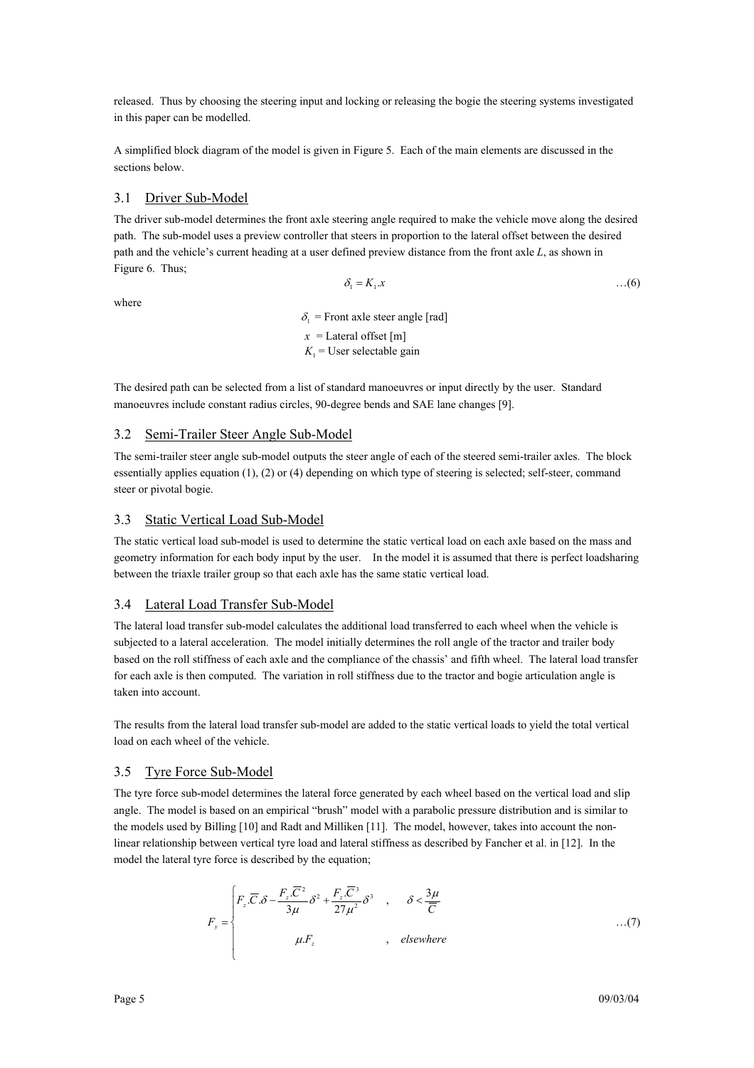released. Thus by choosing the steering input and locking or releasing the bogie the steering systems investigated in this paper can be modelled.

A simplified block diagram of the model is given in Figure 5. Each of the main elements are discussed in the sections below.

## 3.1 Driver Sub-Model

The driver sub-model determines the front axle steering angle required to make the vehicle move along the desired path. The sub-model uses a preview controller that steers in proportion to the lateral offset between the desired path and the vehicle's current heading at a user defined preview distance from the front axle $L$, as shown in Figure 6. Thus;

$$\delta_1 = K_1.x \qquad \text{…(6)}$$

where

$\delta_1$ = Front axle steer angle [rad]

$x$ = Lateral offset [m]

$K_1$ = User selectable gain

The desired path can be selected from a list of standard manoeuvres or input directly by the user. Standard manoeuvres include constant radius circles, 90-degree bends and SAE lane changes [9].

## 3.2 Semi-Trailer Steer Angle Sub-Model

The semi-trailer steer angle sub-model outputs the steer angle of each of the steered semi-trailer axles. The block essentially applies equation (1), (2) or (4) depending on which type of steering is selected; self-steer, command steer or pivotal bogie.

## 3.3 Static Vertical Load Sub-Model

The static vertical load sub-model is used to determine the static vertical load on each axle based on the mass and geometry information for each body input by the user. In the model it is assumed that there is perfect loadsharing between the triaxle trailer group so that each axle has the same static vertical load.

## 3.4 Lateral Load Transfer Sub-Model

The lateral load transfer sub-model calculates the additional load transferred to each wheel when the vehicle is subjected to a lateral acceleration. The model initially determines the roll angle of the tractor and trailer body based on the roll stiffness of each axle and the compliance of the chassis' and fifth wheel. The lateral load transfer for each axle is then computed. The variation in roll stiffness due to the tractor and bogie articulation angle is taken into account.

The results from the lateral load transfer sub-model are added to the static vertical loads to yield the total vertical load on each wheel of the vehicle.

## 3.5 Tyre Force Sub-Model

The tyre force sub-model determines the lateral force generated by each wheel based on the vertical load and slip angle. The model is based on an empirical "brush" model with a parabolic pressure distribution and is similar to the models used by Billing [10] and Radt and Milliken [11]. The model, however, takes into account the non-linear relationship between vertical tyre load and lateral stiffness as described by Fancher et al. in [12]. In the model the lateral tyre force is described by the equation;

$$F_y = \begin{cases} F_z.\overline{C}.\delta - \dfrac{F_z.\overline{C}^2}{3\mu}\delta^2 + \dfrac{F_z.\overline{C}^3}{27\mu^2}\delta^3 & , \quad \delta < \dfrac{3\mu}{\overline{C}} \\ \mu.F_z & , \quad elsewhere \end{cases} \qquad \text{…(7)}$$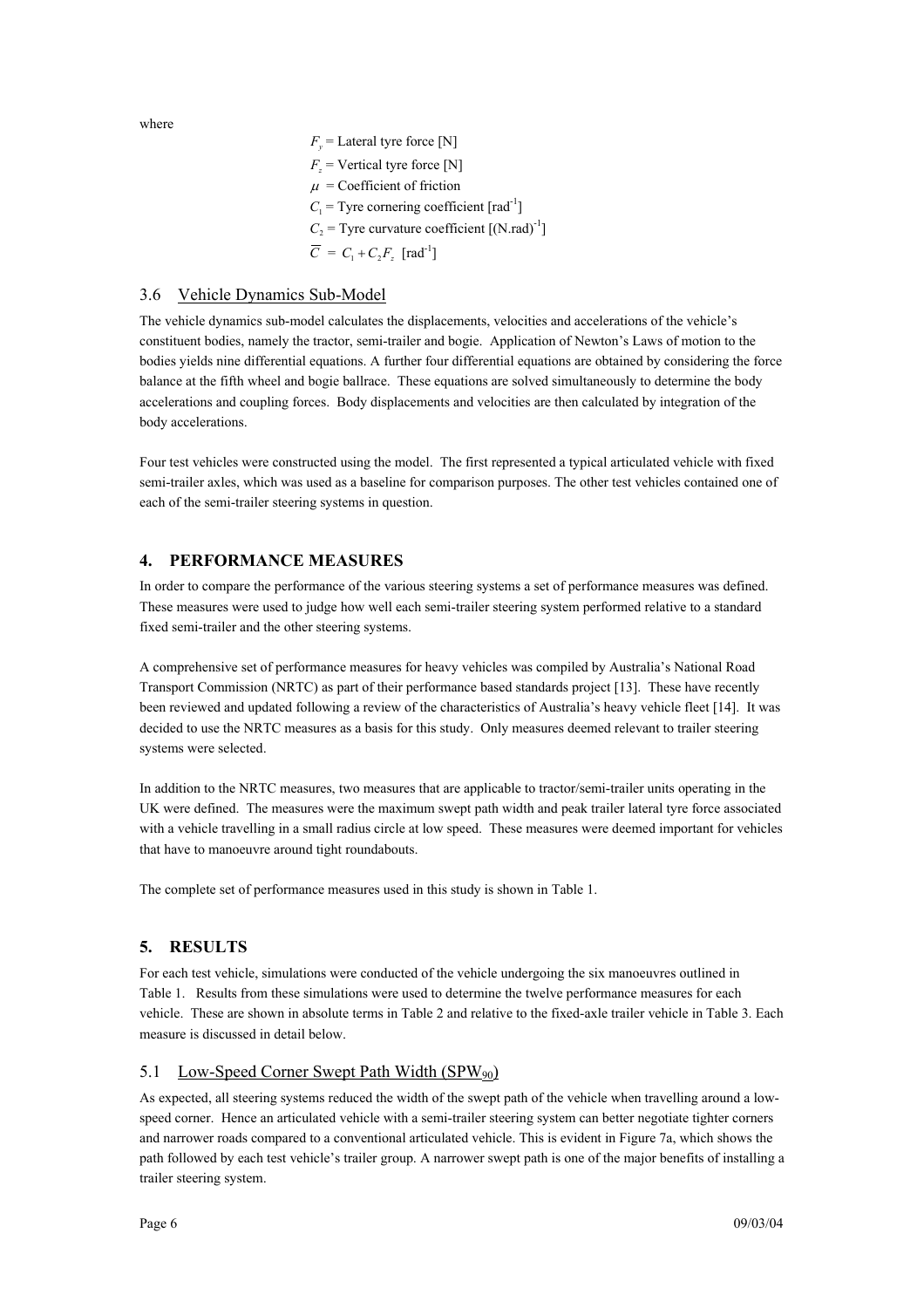where

$F_y$ = Lateral tyre force [N]
$F_z$ = Vertical tyre force [N]
$\mu$ = Coefficient of friction
$C_1$ = Tyre cornering coefficient [rad$^{-1}$]
$C_2$ = Tyre curvature coefficient [(N.rad)$^{-1}$]
$\overline{C} = C_1 + C_2 F_z$ [rad$^{-1}$]

### 3.6 Vehicle Dynamics Sub-Model

The vehicle dynamics sub-model calculates the displacements, velocities and accelerations of the vehicle's constituent bodies, namely the tractor, semi-trailer and bogie. Application of Newton's Laws of motion to the bodies yields nine differential equations. A further four differential equations are obtained by considering the force balance at the fifth wheel and bogie ballrace. These equations are solved simultaneously to determine the body accelerations and coupling forces. Body displacements and velocities are then calculated by integration of the body accelerations.

Four test vehicles were constructed using the model. The first represented a typical articulated vehicle with fixed semi-trailer axles, which was used as a baseline for comparison purposes. The other test vehicles contained one of each of the semi-trailer steering systems in question.

## 4. PERFORMANCE MEASURES

In order to compare the performance of the various steering systems a set of performance measures was defined. These measures were used to judge how well each semi-trailer steering system performed relative to a standard fixed semi-trailer and the other steering systems.

A comprehensive set of performance measures for heavy vehicles was compiled by Australia's National Road Transport Commission (NRTC) as part of their performance based standards project [13]. These have recently been reviewed and updated following a review of the characteristics of Australia's heavy vehicle fleet [14]. It was decided to use the NRTC measures as a basis for this study. Only measures deemed relevant to trailer steering systems were selected.

In addition to the NRTC measures, two measures that are applicable to tractor/semi-trailer units operating in the UK were defined. The measures were the maximum swept path width and peak trailer lateral tyre force associated with a vehicle travelling in a small radius circle at low speed. These measures were deemed important for vehicles that have to manoeuvre around tight roundabouts.

The complete set of performance measures used in this study is shown in Table 1.

## 5. RESULTS

For each test vehicle, simulations were conducted of the vehicle undergoing the six manoeuvres outlined in Table 1. Results from these simulations were used to determine the twelve performance measures for each vehicle. These are shown in absolute terms in Table 2 and relative to the fixed-axle trailer vehicle in Table 3. Each measure is discussed in detail below.

### 5.1 Low-Speed Corner Swept Path Width ($SPW_{90}$)

As expected, all steering systems reduced the width of the swept path of the vehicle when travelling around a low-speed corner. Hence an articulated vehicle with a semi-trailer steering system can better negotiate tighter corners and narrower roads compared to a conventional articulated vehicle. This is evident in Figure 7a, which shows the path followed by each test vehicle's trailer group. A narrower swept path is one of the major benefits of installing a trailer steering system.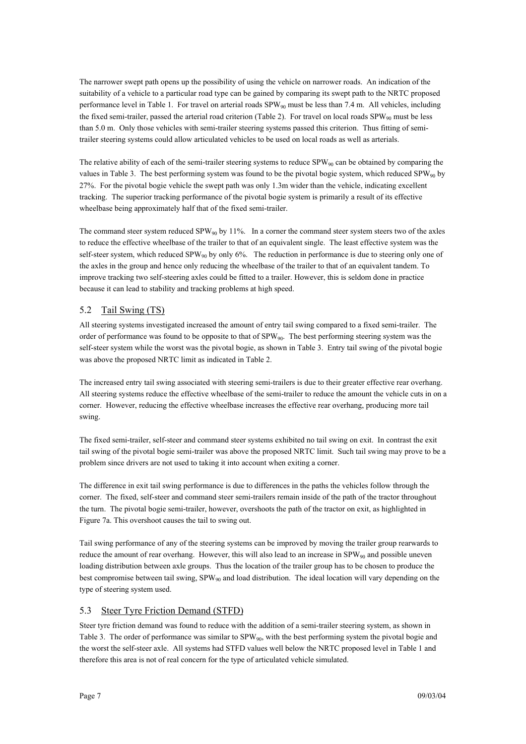The narrower swept path opens up the possibility of using the vehicle on narrower roads. An indication of the suitability of a vehicle to a particular road type can be gained by comparing its swept path to the NRTC proposed performance level in Table 1. For travel on arterial roads $SPW_{90}$ must be less than 7.4 m. All vehicles, including the fixed semi-trailer, passed the arterial road criterion (Table 2). For travel on local roads $SPW_{90}$ must be less than 5.0 m. Only those vehicles with semi-trailer steering systems passed this criterion. Thus fitting of semi-trailer steering systems could allow articulated vehicles to be used on local roads as well as arterials.

The relative ability of each of the semi-trailer steering systems to reduce $SPW_{90}$ can be obtained by comparing the values in Table 3. The best performing system was found to be the pivotal bogie system, which reduced $SPW_{90}$ by 27%. For the pivotal bogie vehicle the swept path was only 1.3m wider than the vehicle, indicating excellent tracking. The superior tracking performance of the pivotal bogie system is primarily a result of its effective wheelbase being approximately half that of the fixed semi-trailer.

The command steer system reduced $SPW_{90}$ by 11%. In a corner the command steer system steers two of the axles to reduce the effective wheelbase of the trailer to that of an equivalent single. The least effective system was the self-steer system, which reduced $SPW_{90}$ by only 6%. The reduction in performance is due to steering only one of the axles in the group and hence only reducing the wheelbase of the trailer to that of an equivalent tandem. To improve tracking two self-steering axles could be fitted to a trailer. However, this is seldom done in practice because it can lead to stability and tracking problems at high speed.

## 5.2 Tail Swing (TS)

All steering systems investigated increased the amount of entry tail swing compared to a fixed semi-trailer. The order of performance was found to be opposite to that of $SPW_{90}$. The best performing steering system was the self-steer system while the worst was the pivotal bogie, as shown in Table 3. Entry tail swing of the pivotal bogie was above the proposed NRTC limit as indicated in Table 2.

The increased entry tail swing associated with steering semi-trailers is due to their greater effective rear overhang. All steering systems reduce the effective wheelbase of the semi-trailer to reduce the amount the vehicle cuts in on a corner. However, reducing the effective wheelbase increases the effective rear overhang, producing more tail swing.

The fixed semi-trailer, self-steer and command steer systems exhibited no tail swing on exit. In contrast the exit tail swing of the pivotal bogie semi-trailer was above the proposed NRTC limit. Such tail swing may prove to be a problem since drivers are not used to taking it into account when exiting a corner.

The difference in exit tail swing performance is due to differences in the paths the vehicles follow through the corner. The fixed, self-steer and command steer semi-trailers remain inside of the path of the tractor throughout the turn. The pivotal bogie semi-trailer, however, overshoots the path of the tractor on exit, as highlighted in Figure 7a. This overshoot causes the tail to swing out.

Tail swing performance of any of the steering systems can be improved by moving the trailer group rearwards to reduce the amount of rear overhang. However, this will also lead to an increase in $SPW_{90}$ and possible uneven loading distribution between axle groups. Thus the location of the trailer group has to be chosen to produce the best compromise between tail swing, $SPW_{90}$ and load distribution. The ideal location will vary depending on the type of steering system used.

## 5.3 Steer Tyre Friction Demand (STFD)

Steer tyre friction demand was found to reduce with the addition of a semi-trailer steering system, as shown in Table 3. The order of performance was similar to $SPW_{90}$, with the best performing system the pivotal bogie and the worst the self-steer axle. All systems had STFD values well below the NRTC proposed level in Table 1 and therefore this area is not of real concern for the type of articulated vehicle simulated.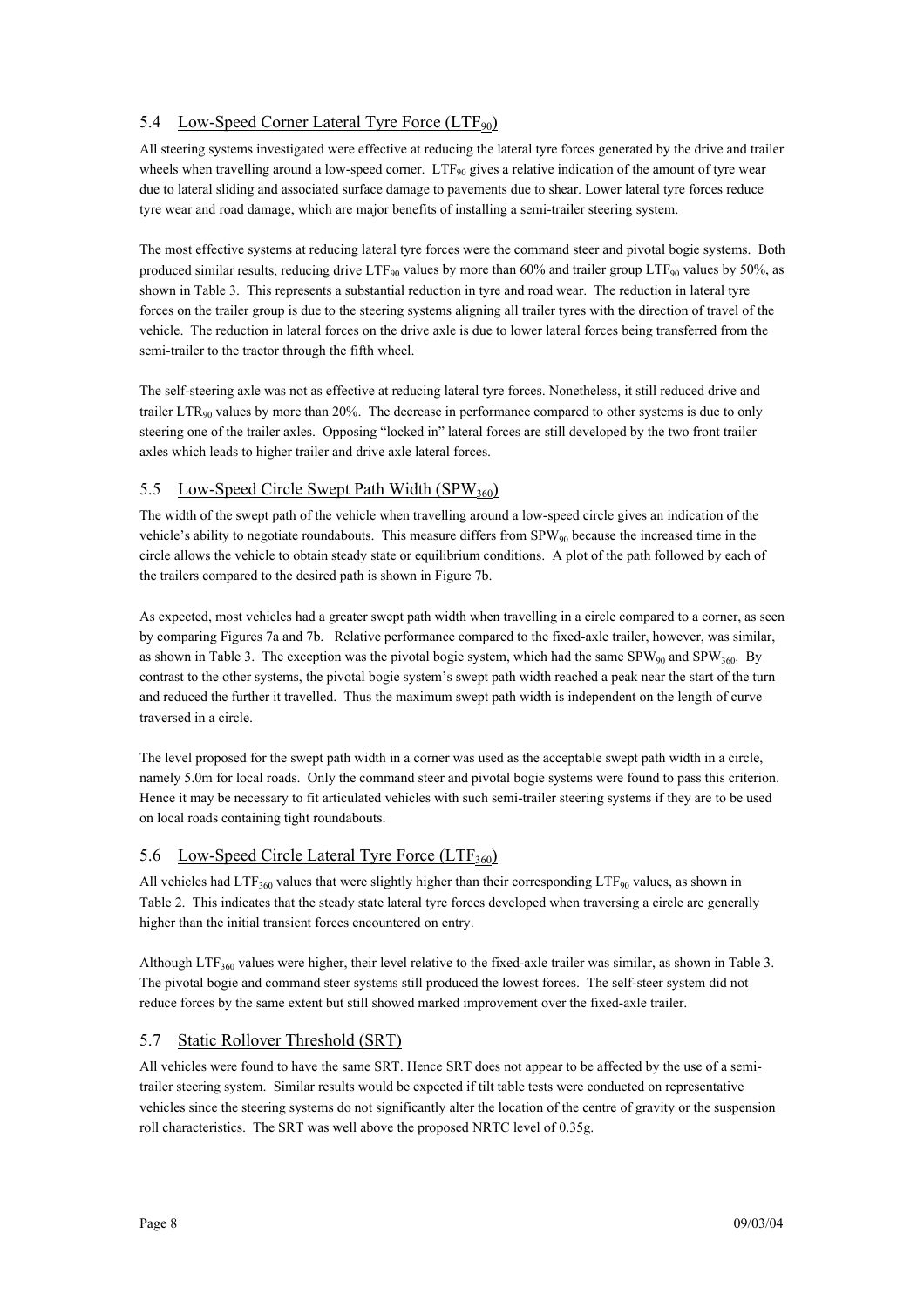## 5.4 Low-Speed Corner Lateral Tyre Force ($LTF_{90}$)

All steering systems investigated were effective at reducing the lateral tyre forces generated by the drive and trailer wheels when travelling around a low-speed corner. $LTF_{90}$ gives a relative indication of the amount of tyre wear due to lateral sliding and associated surface damage to pavements due to shear. Lower lateral tyre forces reduce tyre wear and road damage, which are major benefits of installing a semi-trailer steering system.

The most effective systems at reducing lateral tyre forces were the command steer and pivotal bogie systems. Both produced similar results, reducing drive $LTF_{90}$ values by more than 60% and trailer group $LTF_{90}$ values by 50%, as shown in Table 3. This represents a substantial reduction in tyre and road wear. The reduction in lateral tyre forces on the trailer group is due to the steering systems aligning all trailer tyres with the direction of travel of the vehicle. The reduction in lateral forces on the drive axle is due to lower lateral forces being transferred from the semi-trailer to the tractor through the fifth wheel.

The self-steering axle was not as effective at reducing lateral tyre forces. Nonetheless, it still reduced drive and trailer $LTR_{90}$ values by more than 20%. The decrease in performance compared to other systems is due to only steering one of the trailer axles. Opposing "locked in" lateral forces are still developed by the two front trailer axles which leads to higher trailer and drive axle lateral forces.

## 5.5 Low-Speed Circle Swept Path Width ($SPW_{360}$)

The width of the swept path of the vehicle when travelling around a low-speed circle gives an indication of the vehicle's ability to negotiate roundabouts. This measure differs from $SPW_{90}$ because the increased time in the circle allows the vehicle to obtain steady state or equilibrium conditions. A plot of the path followed by each of the trailers compared to the desired path is shown in Figure 7b.

As expected, most vehicles had a greater swept path width when travelling in a circle compared to a corner, as seen by comparing Figures 7a and 7b. Relative performance compared to the fixed-axle trailer, however, was similar, as shown in Table 3. The exception was the pivotal bogie system, which had the same $SPW_{90}$ and $SPW_{360}$. By contrast to the other systems, the pivotal bogie system's swept path width reached a peak near the start of the turn and reduced the further it travelled. Thus the maximum swept path width is independent on the length of curve traversed in a circle.

The level proposed for the swept path width in a corner was used as the acceptable swept path width in a circle, namely 5.0m for local roads. Only the command steer and pivotal bogie systems were found to pass this criterion. Hence it may be necessary to fit articulated vehicles with such semi-trailer steering systems if they are to be used on local roads containing tight roundabouts.

## 5.6 Low-Speed Circle Lateral Tyre Force ($LTF_{360}$)

All vehicles had $LTF_{360}$ values that were slightly higher than their corresponding $LTF_{90}$ values, as shown in Table 2. This indicates that the steady state lateral tyre forces developed when traversing a circle are generally higher than the initial transient forces encountered on entry.

Although $LTF_{360}$ values were higher, their level relative to the fixed-axle trailer was similar, as shown in Table 3. The pivotal bogie and command steer systems still produced the lowest forces. The self-steer system did not reduce forces by the same extent but still showed marked improvement over the fixed-axle trailer.

## 5.7 Static Rollover Threshold (SRT)

All vehicles were found to have the same SRT. Hence SRT does not appear to be affected by the use of a semi-trailer steering system. Similar results would be expected if tilt table tests were conducted on representative vehicles since the steering systems do not significantly alter the location of the centre of gravity or the suspension roll characteristics. The SRT was well above the proposed NRTC level of 0.35g.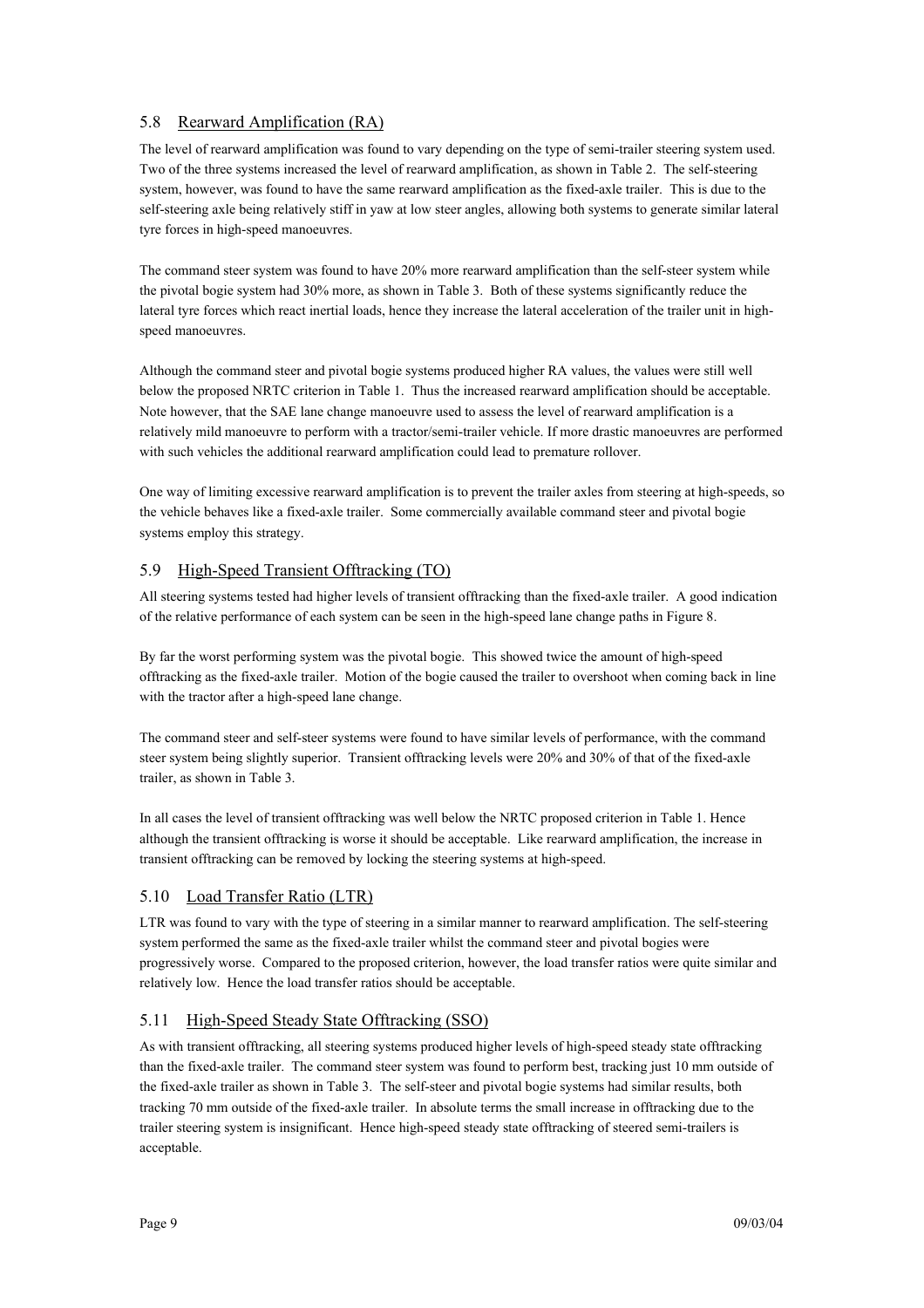### 5.8 Rearward Amplification (RA)

The level of rearward amplification was found to vary depending on the type of semi-trailer steering system used. Two of the three systems increased the level of rearward amplification, as shown in Table 2. The self-steering system, however, was found to have the same rearward amplification as the fixed-axle trailer. This is due to the self-steering axle being relatively stiff in yaw at low steer angles, allowing both systems to generate similar lateral tyre forces in high-speed manoeuvres.

The command steer system was found to have 20% more rearward amplification than the self-steer system while the pivotal bogie system had 30% more, as shown in Table 3. Both of these systems significantly reduce the lateral tyre forces which react inertial loads, hence they increase the lateral acceleration of the trailer unit in high-speed manoeuvres.

Although the command steer and pivotal bogie systems produced higher RA values, the values were still well below the proposed NRTC criterion in Table 1. Thus the increased rearward amplification should be acceptable. Note however, that the SAE lane change manoeuvre used to assess the level of rearward amplification is a relatively mild manoeuvre to perform with a tractor/semi-trailer vehicle. If more drastic manoeuvres are performed with such vehicles the additional rearward amplification could lead to premature rollover.

One way of limiting excessive rearward amplification is to prevent the trailer axles from steering at high-speeds, so the vehicle behaves like a fixed-axle trailer. Some commercially available command steer and pivotal bogie systems employ this strategy.

### 5.9 High-Speed Transient Offtracking (TO)

All steering systems tested had higher levels of transient offtracking than the fixed-axle trailer. A good indication of the relative performance of each system can be seen in the high-speed lane change paths in Figure 8.

By far the worst performing system was the pivotal bogie. This showed twice the amount of high-speed offtracking as the fixed-axle trailer. Motion of the bogie caused the trailer to overshoot when coming back in line with the tractor after a high-speed lane change.

The command steer and self-steer systems were found to have similar levels of performance, with the command steer system being slightly superior. Transient offtracking levels were 20% and 30% of that of the fixed-axle trailer, as shown in Table 3.

In all cases the level of transient offtracking was well below the NRTC proposed criterion in Table 1. Hence although the transient offtracking is worse it should be acceptable. Like rearward amplification, the increase in transient offtracking can be removed by locking the steering systems at high-speed.

### 5.10 Load Transfer Ratio (LTR)

LTR was found to vary with the type of steering in a similar manner to rearward amplification. The self-steering system performed the same as the fixed-axle trailer whilst the command steer and pivotal bogies were progressively worse. Compared to the proposed criterion, however, the load transfer ratios were quite similar and relatively low. Hence the load transfer ratios should be acceptable.

### 5.11 High-Speed Steady State Offtracking (SSO)

As with transient offtracking, all steering systems produced higher levels of high-speed steady state offtracking than the fixed-axle trailer. The command steer system was found to perform best, tracking just 10 mm outside of the fixed-axle trailer as shown in Table 3. The self-steer and pivotal bogie systems had similar results, both tracking 70 mm outside of the fixed-axle trailer. In absolute terms the small increase in offtracking due to the trailer steering system is insignificant. Hence high-speed steady state offtracking of steered semi-trailers is acceptable.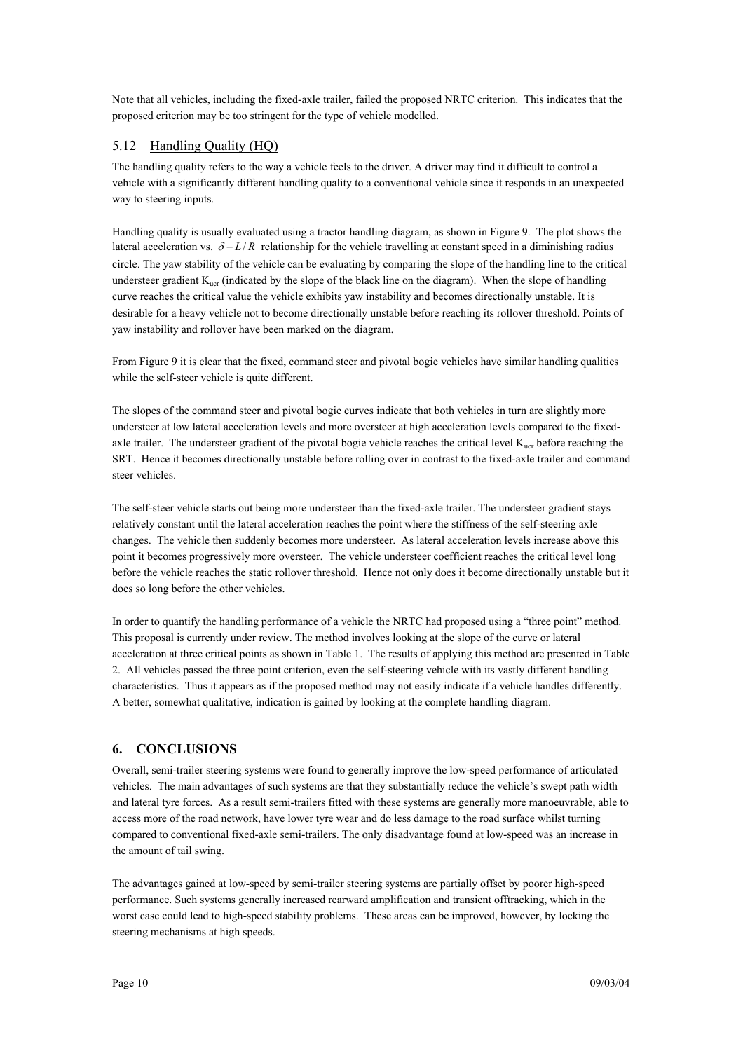Note that all vehicles, including the fixed-axle trailer, failed the proposed NRTC criterion. This indicates that the proposed criterion may be too stringent for the type of vehicle modelled.

## 5.12 Handling Quality (HQ)

The handling quality refers to the way a vehicle feels to the driver. A driver may find it difficult to control a vehicle with a significantly different handling quality to a conventional vehicle since it responds in an unexpected way to steering inputs.

Handling quality is usually evaluated using a tractor handling diagram, as shown in Figure 9. The plot shows the lateral acceleration vs. $\delta - L/R$ relationship for the vehicle travelling at constant speed in a diminishing radius circle. The yaw stability of the vehicle can be evaluating by comparing the slope of the handling line to the critical understeer gradient $K_{ucr}$ (indicated by the slope of the black line on the diagram). When the slope of handling curve reaches the critical value the vehicle exhibits yaw instability and becomes directionally unstable. It is desirable for a heavy vehicle not to become directionally unstable before reaching its rollover threshold. Points of yaw instability and rollover have been marked on the diagram.

From Figure 9 it is clear that the fixed, command steer and pivotal bogie vehicles have similar handling qualities while the self-steer vehicle is quite different.

The slopes of the command steer and pivotal bogie curves indicate that both vehicles in turn are slightly more understeer at low lateral acceleration levels and more oversteer at high acceleration levels compared to the fixed-axle trailer. The understeer gradient of the pivotal bogie vehicle reaches the critical level $K_{ucr}$ before reaching the SRT. Hence it becomes directionally unstable before rolling over in contrast to the fixed-axle trailer and command steer vehicles.

The self-steer vehicle starts out being more understeer than the fixed-axle trailer. The understeer gradient stays relatively constant until the lateral acceleration reaches the point where the stiffness of the self-steering axle changes. The vehicle then suddenly becomes more understeer. As lateral acceleration levels increase above this point it becomes progressively more oversteer. The vehicle understeer coefficient reaches the critical level long before the vehicle reaches the static rollover threshold. Hence not only does it become directionally unstable but it does so long before the other vehicles.

In order to quantify the handling performance of a vehicle the NRTC had proposed using a "three point" method. This proposal is currently under review. The method involves looking at the slope of the curve or lateral acceleration at three critical points as shown in Table 1. The results of applying this method are presented in Table 2. All vehicles passed the three point criterion, even the self-steering vehicle with its vastly different handling characteristics. Thus it appears as if the proposed method may not easily indicate if a vehicle handles differently. A better, somewhat qualitative, indication is gained by looking at the complete handling diagram.

# 6. CONCLUSIONS

Overall, semi-trailer steering systems were found to generally improve the low-speed performance of articulated vehicles. The main advantages of such systems are that they substantially reduce the vehicle's swept path width and lateral tyre forces. As a result semi-trailers fitted with these systems are generally more manoeuvrable, able to access more of the road network, have lower tyre wear and do less damage to the road surface whilst turning compared to conventional fixed-axle semi-trailers. The only disadvantage found at low-speed was an increase in the amount of tail swing.

The advantages gained at low-speed by semi-trailer steering systems are partially offset by poorer high-speed performance. Such systems generally increased rearward amplification and transient offtracking, which in the worst case could lead to high-speed stability problems. These areas can be improved, however, by locking the steering mechanisms at high speeds.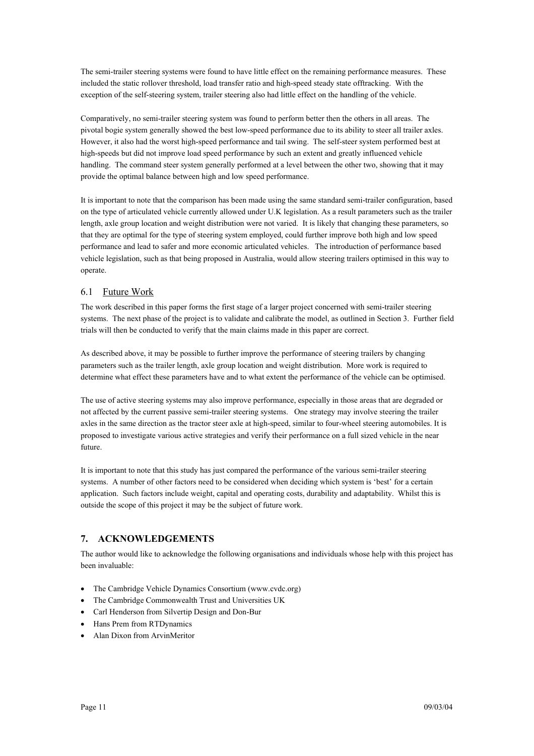The semi-trailer steering systems were found to have little effect on the remaining performance measures. These included the static rollover threshold, load transfer ratio and high-speed steady state offtracking. With the exception of the self-steering system, trailer steering also had little effect on the handling of the vehicle.

Comparatively, no semi-trailer steering system was found to perform better then the others in all areas. The pivotal bogie system generally showed the best low-speed performance due to its ability to steer all trailer axles. However, it also had the worst high-speed performance and tail swing. The self-steer system performed best at high-speeds but did not improve load speed performance by such an extent and greatly influenced vehicle handling. The command steer system generally performed at a level between the other two, showing that it may provide the optimal balance between high and low speed performance.

It is important to note that the comparison has been made using the same standard semi-trailer configuration, based on the type of articulated vehicle currently allowed under U.K legislation. As a result parameters such as the trailer length, axle group location and weight distribution were not varied. It is likely that changing these parameters, so that they are optimal for the type of steering system employed, could further improve both high and low speed performance and lead to safer and more economic articulated vehicles. The introduction of performance based vehicle legislation, such as that being proposed in Australia, would allow steering trailers optimised in this way to operate.

## 6.1 Future Work

The work described in this paper forms the first stage of a larger project concerned with semi-trailer steering systems. The next phase of the project is to validate and calibrate the model, as outlined in Section 3. Further field trials will then be conducted to verify that the main claims made in this paper are correct.

As described above, it may be possible to further improve the performance of steering trailers by changing parameters such as the trailer length, axle group location and weight distribution. More work is required to determine what effect these parameters have and to what extent the performance of the vehicle can be optimised.

The use of active steering systems may also improve performance, especially in those areas that are degraded or not affected by the current passive semi-trailer steering systems. One strategy may involve steering the trailer axles in the same direction as the tractor steer axle at high-speed, similar to four-wheel steering automobiles. It is proposed to investigate various active strategies and verify their performance on a full sized vehicle in the near future.

It is important to note that this study has just compared the performance of the various semi-trailer steering systems. A number of other factors need to be considered when deciding which system is 'best' for a certain application. Such factors include weight, capital and operating costs, durability and adaptability. Whilst this is outside the scope of this project it may be the subject of future work.

# 7. ACKNOWLEDGEMENTS

The author would like to acknowledge the following organisations and individuals whose help with this project has been invaluable:

- The Cambridge Vehicle Dynamics Consortium (www.cvdc.org)
- The Cambridge Commonwealth Trust and Universities UK
- Carl Henderson from Silvertip Design and Don-Bur
- Hans Prem from RTDynamics
- Alan Dixon from ArvinMeritor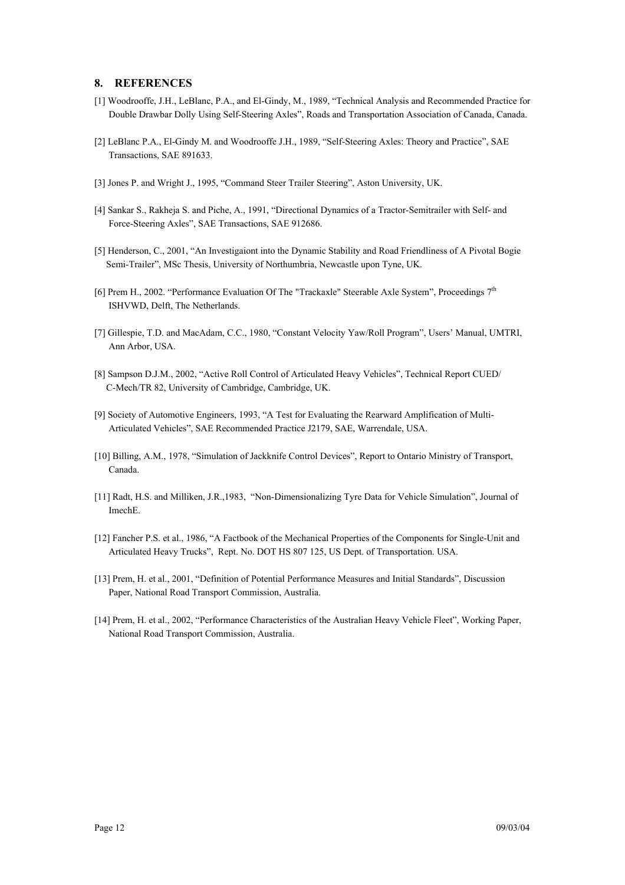## 8. REFERENCES

[1] Woodrooffe, J.H., LeBlanc, P.A., and El-Gindy, M., 1989, "Technical Analysis and Recommended Practice for Double Drawbar Dolly Using Self-Steering Axles", Roads and Transportation Association of Canada, Canada.

[2] LeBlanc P.A., El-Gindy M. and Woodrooffe J.H., 1989, "Self-Steering Axles: Theory and Practice", SAE Transactions, SAE 891633.

[3] Jones P. and Wright J., 1995, "Command Steer Trailer Steering", Aston University, UK.

[4] Sankar S., Rakheja S. and Piche, A., 1991, "Directional Dynamics of a Tractor-Semitrailer with Self- and Force-Steering Axles", SAE Transactions, SAE 912686.

[5] Henderson, C., 2001, "An Investigaiont into the Dynamic Stability and Road Friendliness of A Pivotal Bogie Semi-Trailer", MSc Thesis, University of Northumbria, Newcastle upon Tyne, UK.

[6] Prem H., 2002. "Performance Evaluation Of The "Trackaxle" Steerable Axle System", Proceedings 7th ISHVWD, Delft, The Netherlands.

[7] Gillespie, T.D. and MacAdam, C.C., 1980, "Constant Velocity Yaw/Roll Program", Users' Manual, UMTRI, Ann Arbor, USA.

[8] Sampson D.J.M., 2002, "Active Roll Control of Articulated Heavy Vehicles", Technical Report CUED/ C-Mech/TR 82, University of Cambridge, Cambridge, UK.

[9] Society of Automotive Engineers, 1993, "A Test for Evaluating the Rearward Amplification of Multi-Articulated Vehicles", SAE Recommended Practice J2179, SAE, Warrendale, USA.

[10] Billing, A.M., 1978, "Simulation of Jackknife Control Devices", Report to Ontario Ministry of Transport, Canada.

[11] Radt, H.S. and Milliken, J.R.,1983, "Non-Dimensionalizing Tyre Data for Vehicle Simulation", Journal of ImechE.

[12] Fancher P.S. et al., 1986, "A Factbook of the Mechanical Properties of the Components for Single-Unit and Articulated Heavy Trucks", Rept. No. DOT HS 807 125, US Dept. of Transportation. USA.

[13] Prem, H. et al., 2001, "Definition of Potential Performance Measures and Initial Standards", Discussion Paper, National Road Transport Commission, Australia.

[14] Prem, H. et al., 2002, "Performance Characteristics of the Australian Heavy Vehicle Fleet", Working Paper, National Road Transport Commission, Australia.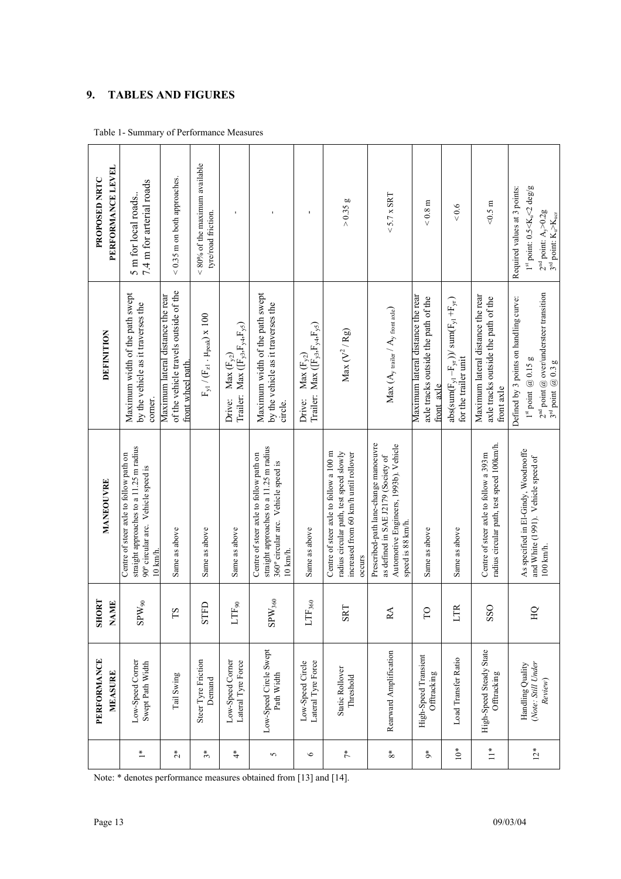## 9. TABLES AND FIGURES

Table 1- Summary of Performance Measures

| | PERFORMANCE MEASURE | SHORT NAME | MANOEUVRE | DEFINITION | PROPOSED NRTC PERFORMANCE LEVEL |
|---|---|---|---|---|---|
| 1* | Low-Speed Corner Swept Path Width | $SPW_{90}$ | Centre of steer axle to follow path on straight approaches to a 11.25 m radius 90° circular arc. Vehicle speed is 10 km/h. | Maximum width of the path swept by the vehicle as it traverses the corner. | 5 m for local roads.. 7.4 m for arterial roads |
| 2* | Tail Swing | TS | Same as above | Maximum lateral distance the rear of the vehicle travels outside of the front wheel path. | < 0.35 m on both approaches. |
| 3* | Steer Tyre Friction Demand | STFD | Same as above | $F_{y1} / (F_{z1} \cdot \mu_{peak}) \times 100$ | < 80% of the maximum available tyre/road friction. |
| 4* | Low-Speed Corner Lateral Tyre Force | $LTF_{90}$ | Same as above | Drive: $\text{Max}(F_{y2})$ Trailer: $\text{Max}([F_{y3}, F_{y4}, F_{y5})$ | - |
| 5 | Low-Speed Circle Swept Path Width | $SPW_{360}$ | Centre of steer axle to follow path on straight approaches to a 11.25 m radius 360° circular arc. Vehicle speed is 10 km/h. | Maximum width of the path swept by the vehicle as it traverses the circle. | - |
| 6 | Low-Speed Circle Lateral Tyre Force | $LTF_{360}$ | Same as above | Drive: $\text{Max}(F_{y2})$ Trailer: $\text{Max}([F_{y3}, F_{y4}, F_{y5})$ | - |
| 7* | Static Rollover Threshold | SRT | Centre of steer axle to follow a 100 m radius circular path, test speed slowly increased from 60 km/h until rollover occurs | $\text{Max}(V^2 / Rg)$ | > 0.35 g |
| 8* | Rearward Amplification | RA | Prescribed-path lane-change manoeuvre as defined in SAE J2179 (Society of Automotive Engineers, 1993b). Vehicle speed is 88 km/h. | $\text{Max}(A_{y\ trailer} / A_{y\ front\ axle})$ | < 5.7 x SRT |
| 9* | High-Speed Transient Offtracking | TO | Same as above | Maximum lateral distance the rear axle tracks outside the path of the front axle | < 0.8 m |
| 10* | Load Transfer Ratio | LTR | Same as above | $\text{abs}(\text{sum}(F_{yl} - F_{yr})) / \text{sum}(F_{yl} + F_{yr})$ for the trailer unit | < 0.6 |
| 11* | High-Speed Steady State Offtracking | SSO | Centre of steer axle to follow a 393m radius circular path, test speed 100km/h. | Maximum lateral distance the rear axle tracks outside the path of the front axle | <0.5 m |
| 12* | Handling Quality (*Note: Still Under Review*) | HQ | As specified in El-Gindy, Woodrooffe and White (1991). Vehicle speed of 100 km/h. | Defined by 3 points on handling curve: 1st point @ 0.15 g; 2nd point @ over/understeer transition; 3rd point @ 0.3 g | Required values at 3 points: 1st point: $0.5 < K_u < 2$ deg/g; 2nd point: $A_y > 0.2g$; 3rd point: $K_u > K_{ucr}$ |

Note: * denotes performance measures obtained from [13] and [14].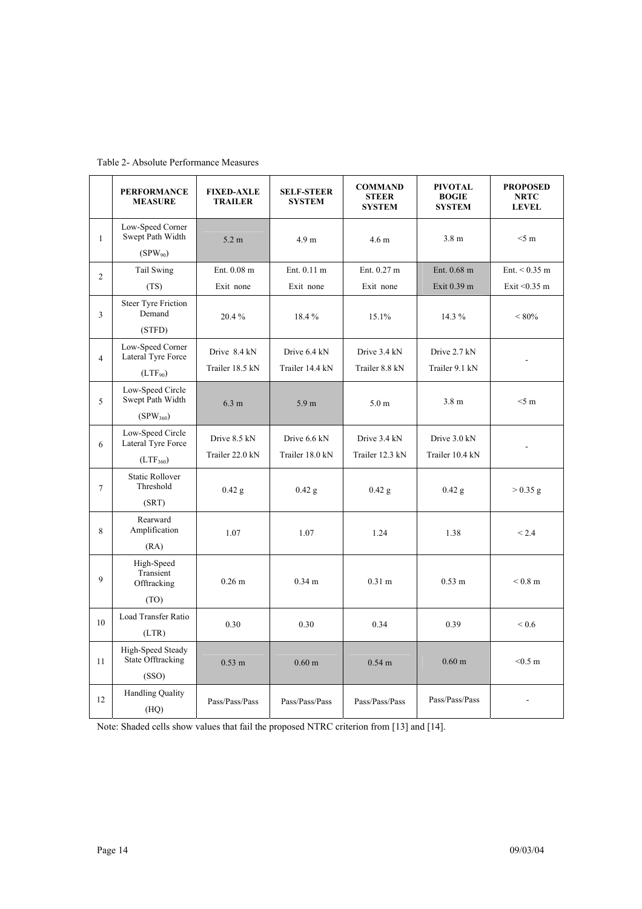Table 2- Absolute Performance Measures

| | PERFORMANCE MEASURE | FIXED-AXLE TRAILER | SELF-STEER SYSTEM | COMMAND STEER SYSTEM | PIVOTAL BOGIE SYSTEM | PROPOSED NRTC LEVEL |
|---|---|---|---|---|---|---|
| 1 | Low-Speed Corner Swept Path Width ($SPW_{90}$) | 5.2 m | 4.9 m | 4.6 m | 3.8 m | <5 m |
| 2 | Tail Swing (TS) | Ent. 0.08 m Exit none | Ent. 0.11 m Exit none | Ent. 0.27 m Exit none | Ent. 0.68 m Exit 0.39 m | Ent. < 0.35 m Exit <0.35 m |
| 3 | Steer Tyre Friction Demand (STFD) | 20.4 % | 18.4 % | 15.1% | 14.3 % | < 80% |
| 4 | Low-Speed Corner Lateral Tyre Force ($LTF_{90}$) | Drive 8.4 kN Trailer 18.5 kN | Drive 6.4 kN Trailer 14.4 kN | Drive 3.4 kN Trailer 8.8 kN | Drive 2.7 kN Trailer 9.1 kN | - |
| 5 | Low-Speed Circle Swept Path Width ($SPW_{360}$) | 6.3 m | 5.9 m | 5.0 m | 3.8 m | <5 m |
| 6 | Low-Speed Circle Lateral Tyre Force ($LTF_{360}$) | Drive 8.5 kN Trailer 22.0 kN | Drive 6.6 kN Trailer 18.0 kN | Drive 3.4 kN Trailer 12.3 kN | Drive 3.0 kN Trailer 10.4 kN | - |
| 7 | Static Rollover Threshold (SRT) | 0.42 g | 0.42 g | 0.42 g | 0.42 g | > 0.35 g |
| 8 | Rearward Amplification (RA) | 1.07 | 1.07 | 1.24 | 1.38 | < 2.4 |
| 9 | High-Speed Transient Offtracking (TO) | 0.26 m | 0.34 m | 0.31 m | 0.53 m | < 0.8 m |
| 10 | Load Transfer Ratio (LTR) | 0.30 | 0.30 | 0.34 | 0.39 | < 0.6 |
| 11 | High-Speed Steady State Offtracking (SSO) | 0.53 m | 0.60 m | 0.54 m | 0.60 m | <0.5 m |
| 12 | Handling Quality (HQ) | Pass/Pass/Pass | Pass/Pass/Pass | Pass/Pass/Pass | Pass/Pass/Pass | - |

Note: Shaded cells show values that fail the proposed NTRC criterion from [13] and [14].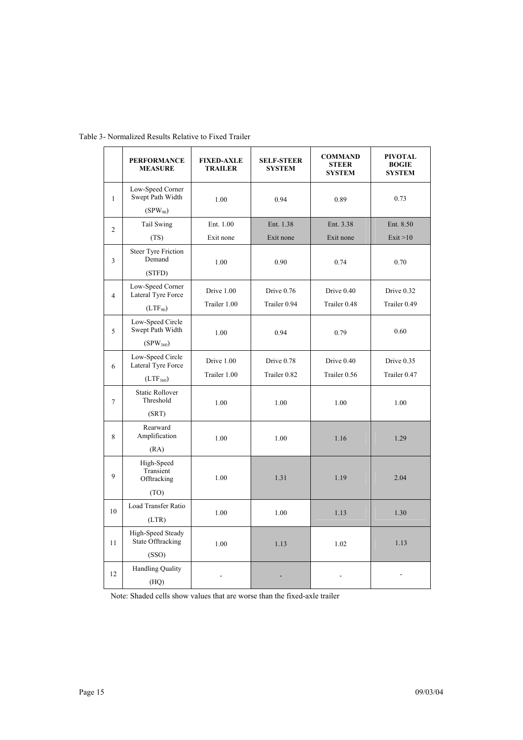Table 3- Normalized Results Relative to Fixed Trailer

| | PERFORMANCE MEASURE | FIXED-AXLE TRAILER | SELF-STEER SYSTEM | COMMAND STEER SYSTEM | PIVOTAL BOGIE SYSTEM |
|---|---|---|---|---|---|
| 1 | Low-Speed Corner Swept Path Width ($SPW_{90}$) | 1.00 | 0.94 | 0.89 | 0.73 |
| 2 | Tail Swing (TS) | Ent. 1.00<br>Exit none | Ent. 1.38<br>Exit none | Ent. 3.38<br>Exit none | Ent. 8.50<br>Exit >10 |
| 3 | Steer Tyre Friction Demand (STFD) | 1.00 | 0.90 | 0.74 | 0.70 |
| 4 | Low-Speed Corner Lateral Tyre Force ($LTF_{90}$) | Drive 1.00<br>Trailer 1.00 | Drive 0.76<br>Trailer 0.94 | Drive 0.40<br>Trailer 0.48 | Drive 0.32<br>Trailer 0.49 |
| 5 | Low-Speed Circle Swept Path Width ($SPW_{360}$) | 1.00 | 0.94 | 0.79 | 0.60 |
| 6 | Low-Speed Circle Lateral Tyre Force ($LTF_{360}$) | Drive 1.00<br>Trailer 1.00 | Drive 0.78<br>Trailer 0.82 | Drive 0.40<br>Trailer 0.56 | Drive 0.35<br>Trailer 0.47 |
| 7 | Static Rollover Threshold (SRT) | 1.00 | 1.00 | 1.00 | 1.00 |
| 8 | Rearward Amplification (RA) | 1.00 | 1.00 | 1.16 | 1.29 |
| 9 | High-Speed Transient Offtracking (TO) | 1.00 | 1.31 | 1.19 | 2.04 |
| 10 | Load Transfer Ratio (LTR) | 1.00 | 1.00 | 1.13 | 1.30 |
| 11 | High-Speed Steady State Offtracking (SSO) | 1.00 | 1.13 | 1.02 | 1.13 |
| 12 | Handling Quality (HQ) | - | - | - | - |

Note: Shaded cells show values that are worse than the fixed-axle trailer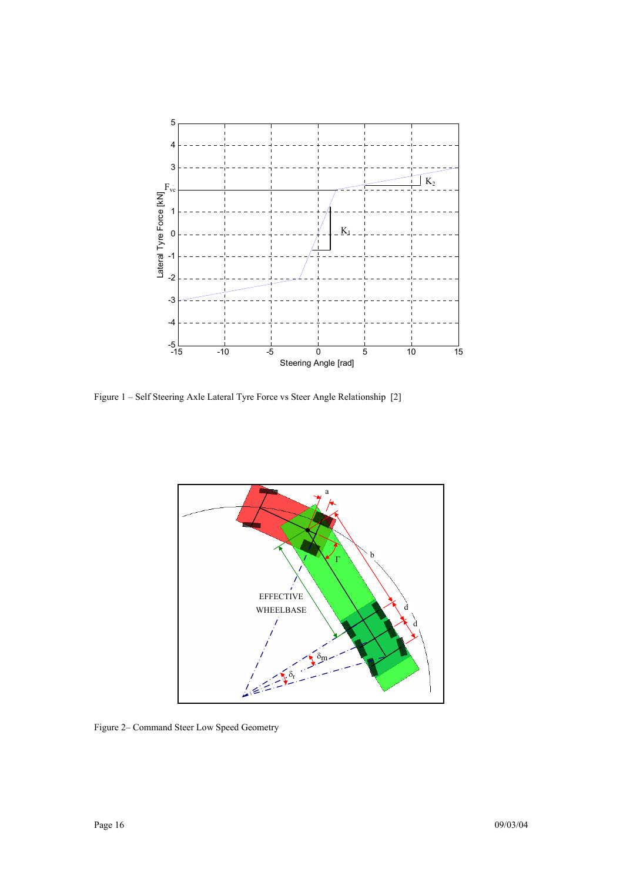Figure 1 – Self Steering Axle Lateral Tyre Force vs Steer Angle Relationship [2]

Figure 2– Command Steer Low Speed Geometry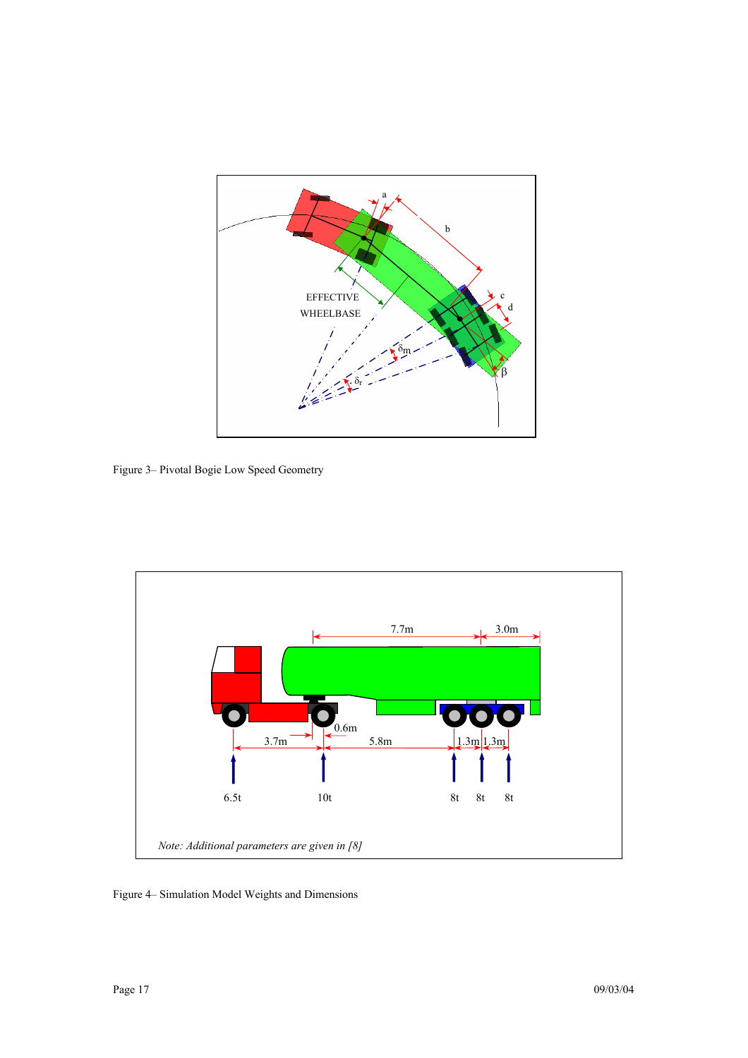Figure 3– Pivotal Bogie Low Speed Geometry

Figure 4– Simulation Model Weights and Dimensions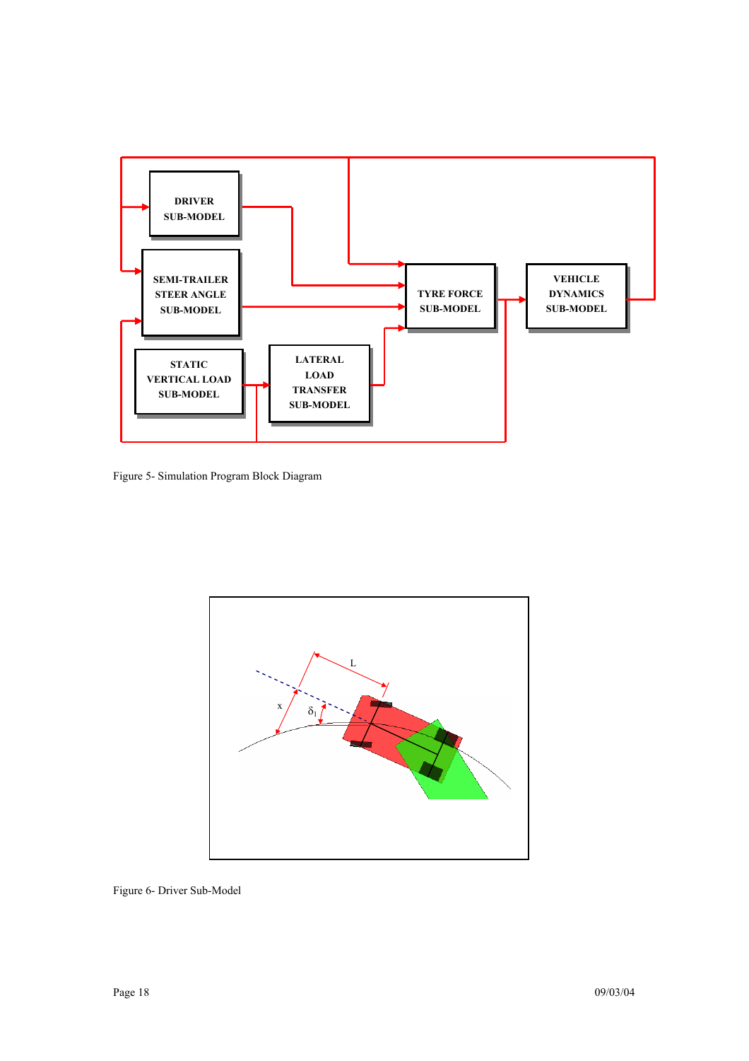Figure 5- Simulation Program Block Diagram

Figure 6- Driver Sub-Model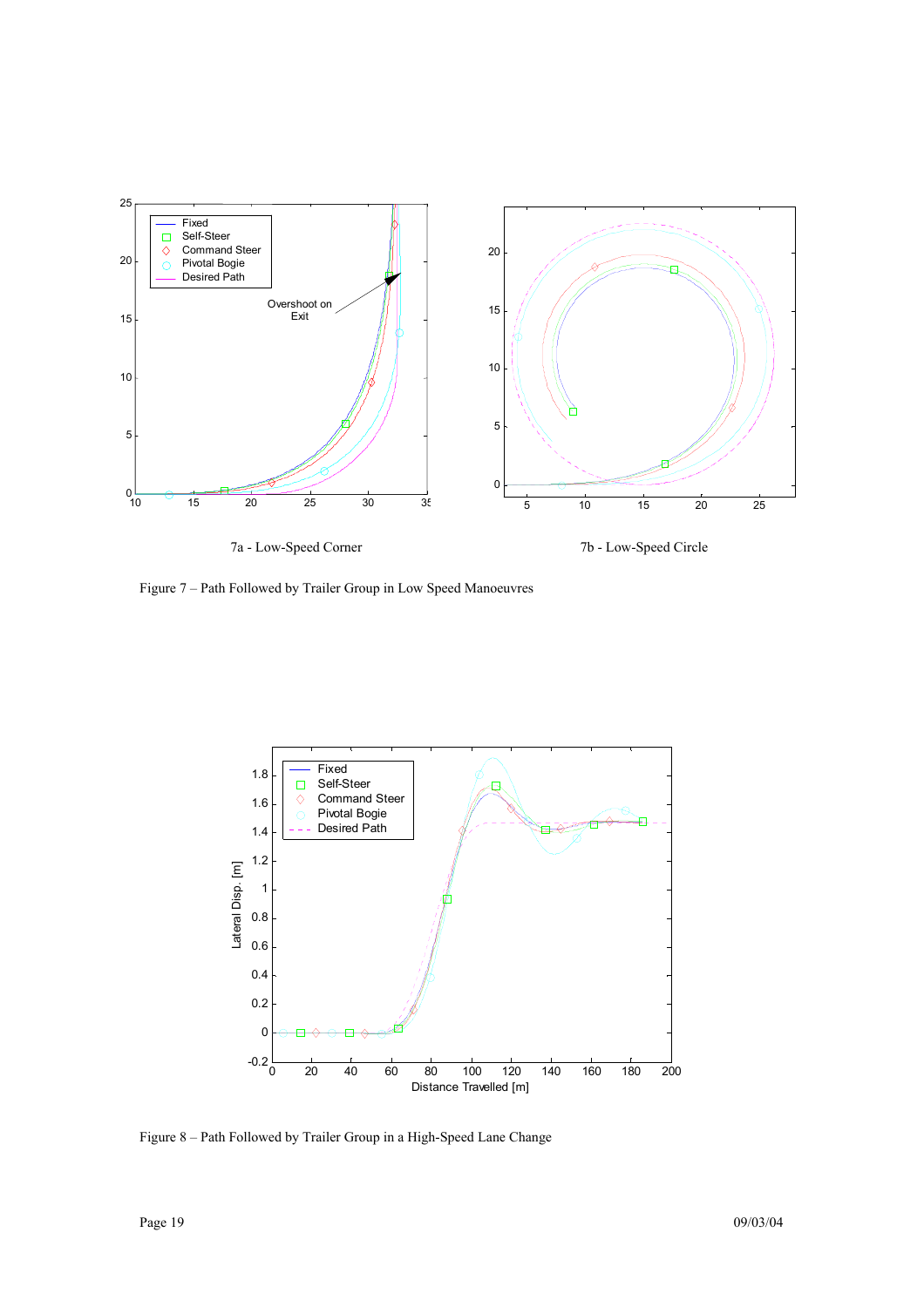7a - Low-Speed Corner

7b - Low-Speed Circle

Figure 7 – Path Followed by Trailer Group in Low Speed Manoeuvres

Figure 8 – Path Followed by Trailer Group in a High-Speed Lane Change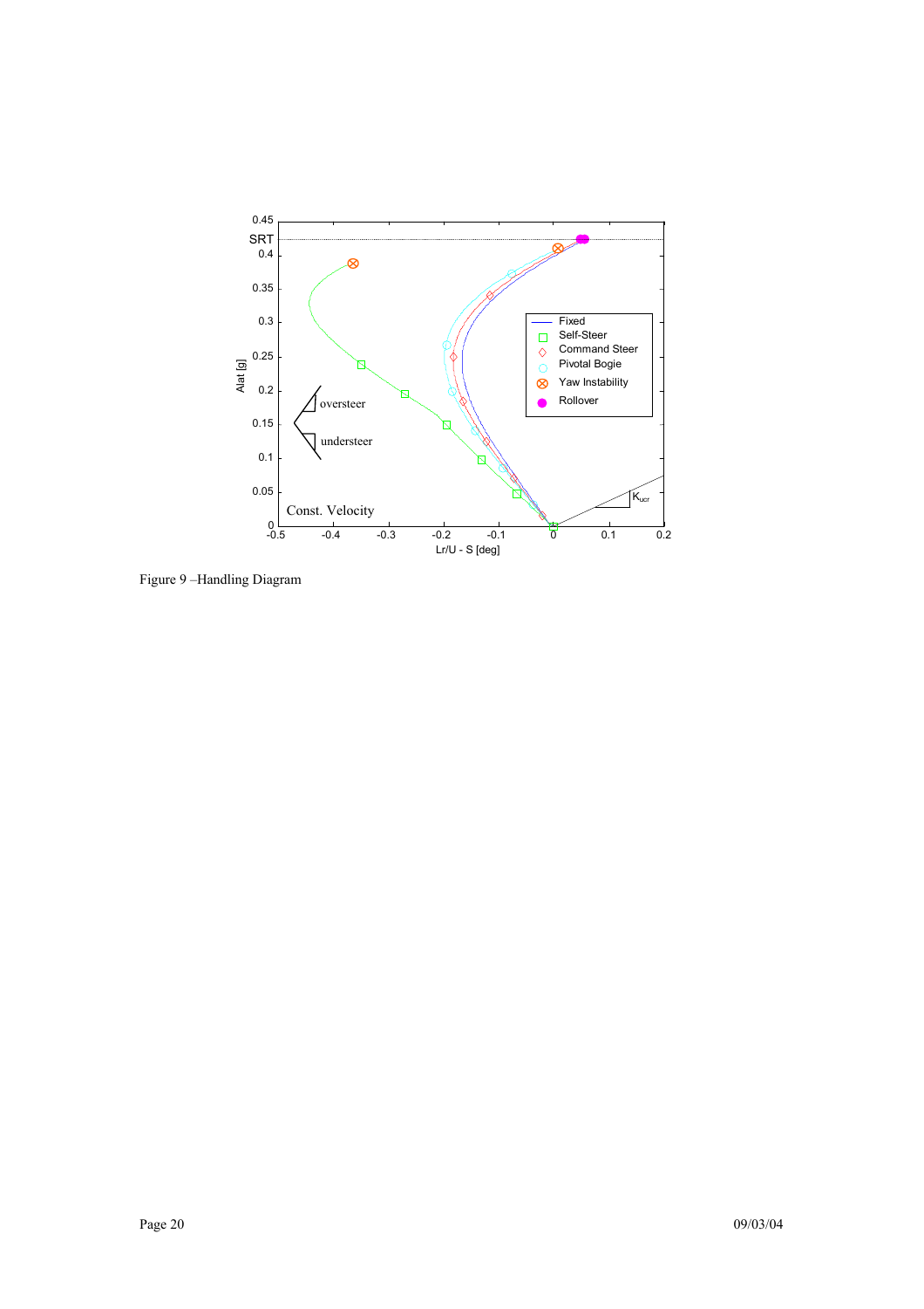0.45

SRT

0.4

0.35

0.3

0.25

0.2

0.15

0.1

0.05

0

Alat [g]

-0.5 -0.4 -0.3 -0.2 -0.1 0 0.1 0.2

Lr/U - S [deg]

oversteer

understeer

Const. Velocity

$K_{ucr}$

Fixed

Self-Steer

Command Steer

Pivotal Bogie

Yaw Instability

Rollover

Figure 9 –Handling Diagram